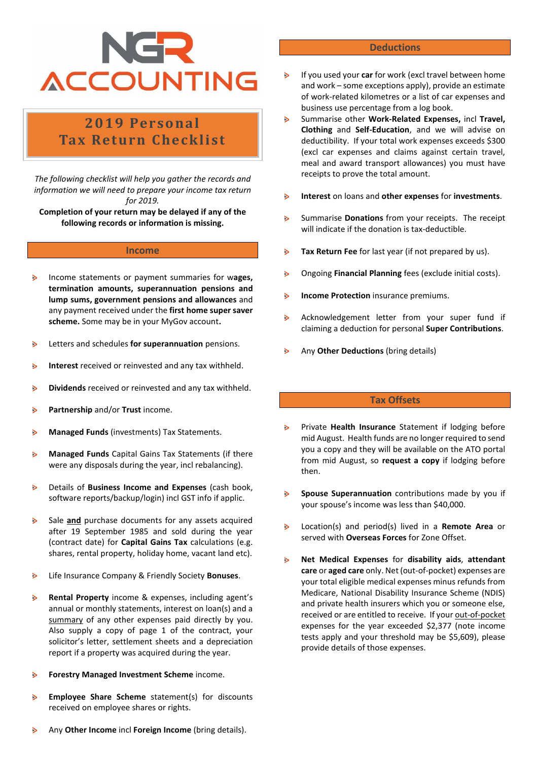# NGR ACCOUNTING

## 2019 Personal Tax Return Checklist

*The following checklist will help you gather the records and information we will need to prepare your income tax return for 2019.*

**Completion of your return may be delayed if any of the following records or information is missing.**

## Income

- Income statements or payment summaries for w**ages, termination amounts, superannuation pensions and lump sums, government pensions and allowances** and any payment received under the **first home super saver scheme.** Some may be in your MyGov account**.**
- Letters and schedules **for superannuation** pensions.
- **Interest** received or reinvested and any tax withheld.
- **Dividends** received or reinvested and any tax withheld.
- **Partnership** and/or **Trust** income.
- **Managed Funds** (investments) Tax Statements.
- **Managed Funds** Capital Gains Tax Statements (if there were any disposals during the year, incl rebalancing).
- Details of **Business Income and Expenses** (cash book, software reports/backup/login) incl GST info if applic.
- Sale **and** purchase documents for any assets acquired after 19 September 1985 and sold during the year (contract date) for **Capital Gains Tax** calculations (e.g. shares, rental property, holiday home, vacant land etc).
- Life Insurance Company & Friendly Society **Bonuses**.
- **Rental Property** income & expenses, including agent's annual or monthly statements, interest on loan(s) and a summary of any other expenses paid directly by you. Also supply a copy of page 1 of the contract, your solicitor's letter, settlement sheets and a depreciation report if a property was acquired during the year.
- **Forestry Managed Investment Scheme** income.
- **Employee Share Scheme** statement(s) for discounts received on employee shares or rights.
- Any **Other Income** incl **Foreign Income** (bring details).

## Deductions

- If you used your **car** for work (excl travel between home and work – some exceptions apply), provide an estimate of work-related kilometres or a list of car expenses and business use percentage from a log book.
- Summarise other **Work-Related Expenses,** incl **Travel, Clothing** and **Self-Education**, and we will advise on deductibility. If your total work expenses exceeds $300 (excl car expenses and claims against certain travel, meal and award transport allowances) you must have receipts to prove the total amount.
- **Interest** on loans and **other expenses** for **investments**.
- Summarise **Donations** from your receipts. The receipt will indicate if the donation is tax-deductible.
- **Tax Return Fee** for last year (if not prepared by us).
- Ongoing **Financial Planning** fees (exclude initial costs).
- **Income Protection** insurance premiums.
- Acknowledgement letter from your super fund if claiming a deduction for personal **Super Contributions**.
- Any **Other Deductions** (bring details)

## Tax Offsets

- Private **Health Insurance** Statement if lodging before mid August. Health funds are no longer required to send you a copy and they will be available on the ATO portal from mid August, so **request a copy** if lodging before then.
- **Spouse Superannuation** contributions made by you if your spouse's income was less than $40,000.
- Location(s) and period(s) lived in a **Remote Area** or served with **Overseas Forces** for Zone Offset.
- **Net Medical Expenses** for **disability aids**, **attendant care** or **aged care** only. Net (out-of-pocket) expenses are your total eligible medical expenses minus refunds from Medicare, National Disability Insurance Scheme (NDIS) and private health insurers which you or someone else, received or are entitled to receive. If your out-of-pocket expenses for the year exceeded $2,377 (note income tests apply and your threshold may be $5,609), please provide details of those expenses.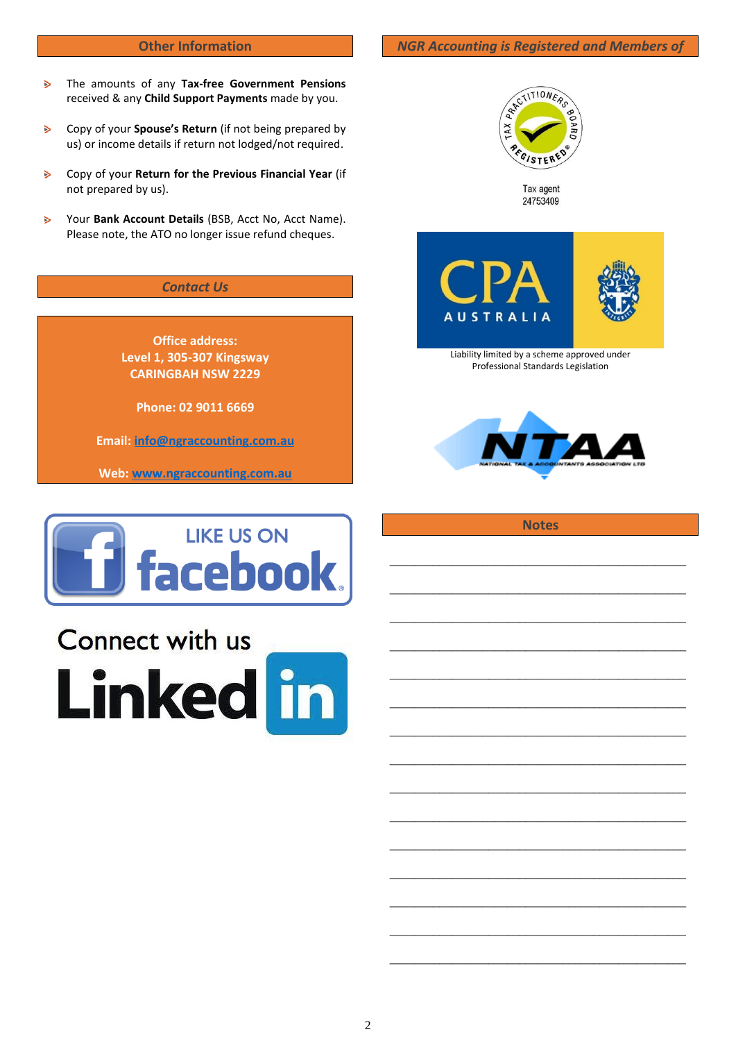## Other Information

- The amounts of any **Tax-free Government Pensions** received & any **Child Support Payments** made by you.
- Copy of your **Spouse's Return** (if not being prepared by us) or income details if return not lodged/not required.
- Copy of your **Return for the Previous Financial Year** (if not prepared by us).
- Your **Bank Account Details** (BSB, Acct No, Acct Name). Please note, the ATO no longer issue refund cheques.

## *Contact Us*

**Office address:**
**Level 1, 305-307 Kingsway**
**CARINGBAH NSW 2229**

**Phone: 02 9011 6669**

**Email: info@ngraccounting.com.au**

**Web: www.ngraccounting.com.au**

LIKE US ON facebook

Connect with us Linked in

## *NGR Accounting is Registered and Members of*

TAX PRACTITIONERS BOARD REGISTERED

Tax agent
24753409

CPA AUSTRALIA

Liability limited by a scheme approved under Professional Standards Legislation

NTAA
NATIONAL TAX & ACCOUNTANTS ASSOCIATION LTD

## Notes

_______________________________________________

_______________________________________________

_______________________________________________

_______________________________________________

_______________________________________________

_______________________________________________

_______________________________________________

_______________________________________________

_______________________________________________

_______________________________________________

_______________________________________________

_______________________________________________

_______________________________________________

_______________________________________________

_______________________________________________